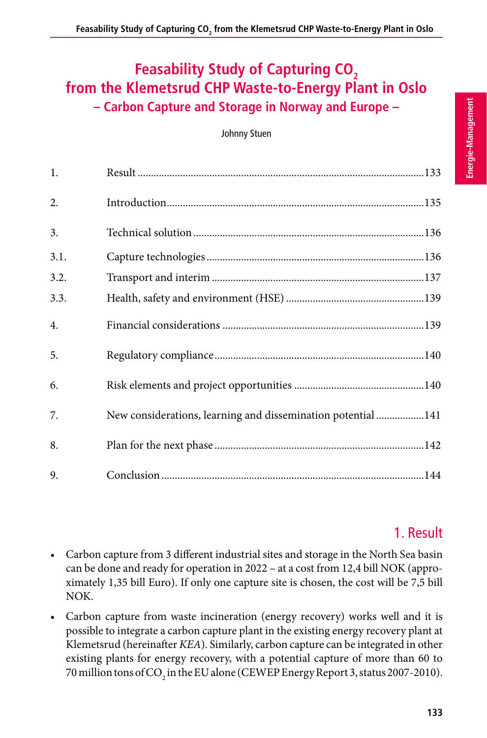# Feasability Study of Capturing $CO_2$ from the Klemetsrud CHP Waste-to-Energy Plant in Oslo

## – Carbon Capture and Storage in Norway and Europe –

Johnny Stuen

| | | |
|---|---|---|
| 1. | Result | 133 |
| 2. | Introduction | 135 |
| 3. | Technical solution | 136 |
| 3.1. | Capture technologies | 136 |
| 3.2. | Transport and interim | 137 |
| 3.3. | Health, safety and environment (HSE) | 139 |
| 4. | Financial considerations | 139 |
| 5. | Regulatory compliance | 140 |
| 6. | Risk elements and project opportunities | 140 |
| 7. | New considerations, learning and dissemination potential | 141 |
| 8. | Plan for the next phase | 142 |
| 9. | Conclusion | 144 |

## 1. Result

- Carbon capture from 3 different industrial sites and storage in the North Sea basin can be done and ready for operation in 2022 – at a cost from 12,4 bill NOK (approximately 1,35 bill Euro). If only one capture site is chosen, the cost will be 7,5 bill NOK.
- Carbon capture from waste incineration (energy recovery) works well and it is possible to integrate a carbon capture plant in the existing energy recovery plant at Klemetsrud (hereinafter *KEA*). Similarly, carbon capture can be integrated in other existing plants for energy recovery, with a potential capture of more than 60 to 70 million tons of $CO_2$ in the EU alone (CEWEP Energy Report 3, status 2007-2010).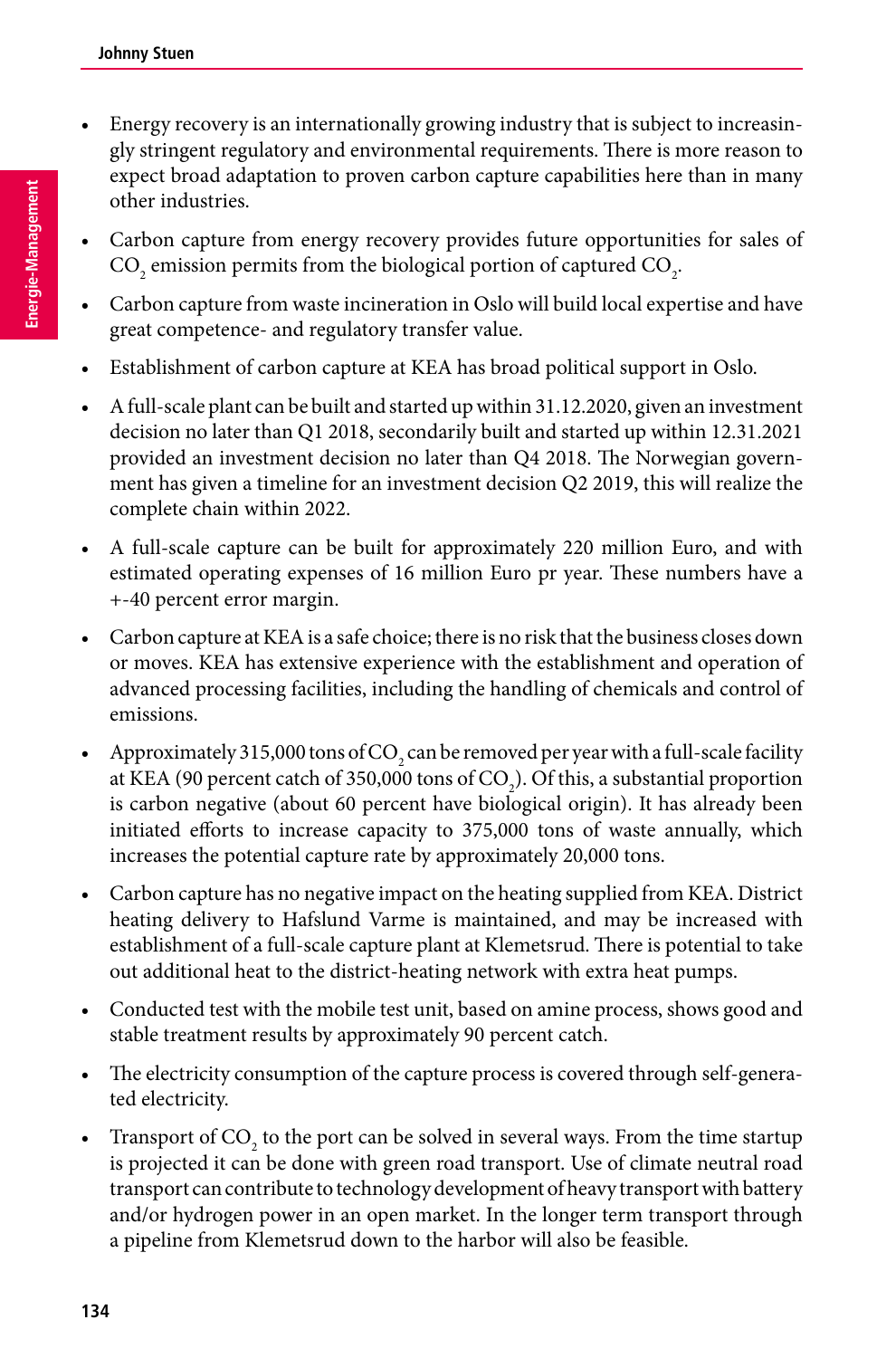- Energy recovery is an internationally growing industry that is subject to increasingly stringent regulatory and environmental requirements. There is more reason to expect broad adaptation to proven carbon capture capabilities here than in many other industries.
- Carbon capture from energy recovery provides future opportunities for sales of $CO_2$ emission permits from the biological portion of captured $CO_2$.
- Carbon capture from waste incineration in Oslo will build local expertise and have great competence- and regulatory transfer value.
- Establishment of carbon capture at KEA has broad political support in Oslo.
- A full-scale plant can be built and started up within 31.12.2020, given an investment decision no later than Q1 2018, secondarily built and started up within 12.31.2021 provided an investment decision no later than Q4 2018. The Norwegian government has given a timeline for an investment decision Q2 2019, this will realize the complete chain within 2022.
- A full-scale capture can be built for approximately 220 million Euro, and with estimated operating expenses of 16 million Euro pr year. These numbers have a +-40 percent error margin.
- Carbon capture at KEA is a safe choice; there is no risk that the business closes down or moves. KEA has extensive experience with the establishment and operation of advanced processing facilities, including the handling of chemicals and control of emissions.
- Approximately 315,000 tons of $CO_2$ can be removed per year with a full-scale facility at KEA (90 percent catch of 350,000 tons of $CO_2$). Of this, a substantial proportion is carbon negative (about 60 percent have biological origin). It has already been initiated efforts to increase capacity to 375,000 tons of waste annually, which increases the potential capture rate by approximately 20,000 tons.
- Carbon capture has no negative impact on the heating supplied from KEA. District heating delivery to Hafslund Varme is maintained, and may be increased with establishment of a full-scale capture plant at Klemetsrud. There is potential to take out additional heat to the district-heating network with extra heat pumps.
- Conducted test with the mobile test unit, based on amine process, shows good and stable treatment results by approximately 90 percent catch.
- The electricity consumption of the capture process is covered through self-generated electricity.
- Transport of $CO_2$ to the port can be solved in several ways. From the time startup is projected it can be done with green road transport. Use of climate neutral road transport can contribute to technology development of heavy transport with battery and/or hydrogen power in an open market. In the longer term transport through a pipeline from Klemetsrud down to the harbor will also be feasible.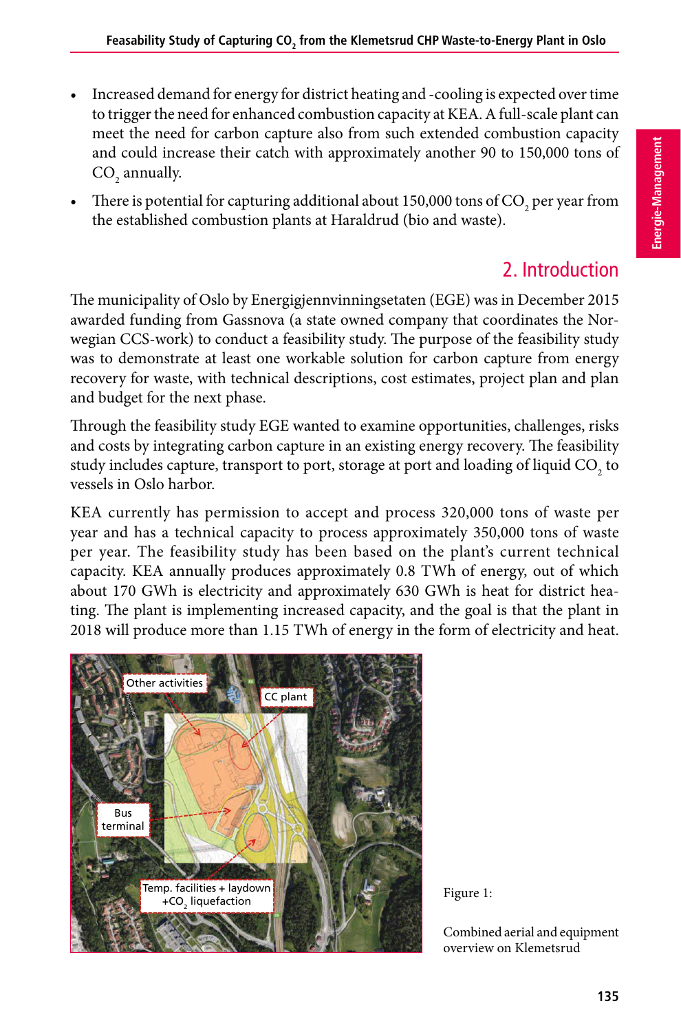- Increased demand for energy for district heating and -cooling is expected over time to trigger the need for enhanced combustion capacity at KEA. A full-scale plant can meet the need for carbon capture also from such extended combustion capacity and could increase their catch with approximately another 90 to 150,000 tons of $CO_2$ annually.
- There is potential for capturing additional about 150,000 tons of $CO_2$ per year from the established combustion plants at Haraldrud (bio and waste).

## 2. Introduction

The municipality of Oslo by Energigjennvinningsetaten (EGE) was in December 2015 awarded funding from Gassnova (a state owned company that coordinates the Norwegian CCS-work) to conduct a feasibility study. The purpose of the feasibility study was to demonstrate at least one workable solution for carbon capture from energy recovery for waste, with technical descriptions, cost estimates, project plan and plan and budget for the next phase.

Through the feasibility study EGE wanted to examine opportunities, challenges, risks and costs by integrating carbon capture in an existing energy recovery. The feasibility study includes capture, transport to port, storage at port and loading of liquid $CO_2$ to vessels in Oslo harbor.

KEA currently has permission to accept and process 320,000 tons of waste per year and has a technical capacity to process approximately 350,000 tons of waste per year. The feasibility study has been based on the plant's current technical capacity. KEA annually produces approximately 0.8 TWh of energy, out of which about 170 GWh is electricity and approximately 630 GWh is heat for district heating. The plant is implementing increased capacity, and the goal is that the plant in 2018 will produce more than 1.15 TWh of energy in the form of electricity and heat.

Other activities

CC plant

Bus terminal

Temp. facilities + laydown +$CO_2$ liquefaction

Figure 1:

Combined aerial and equipment overview on Klemetsrud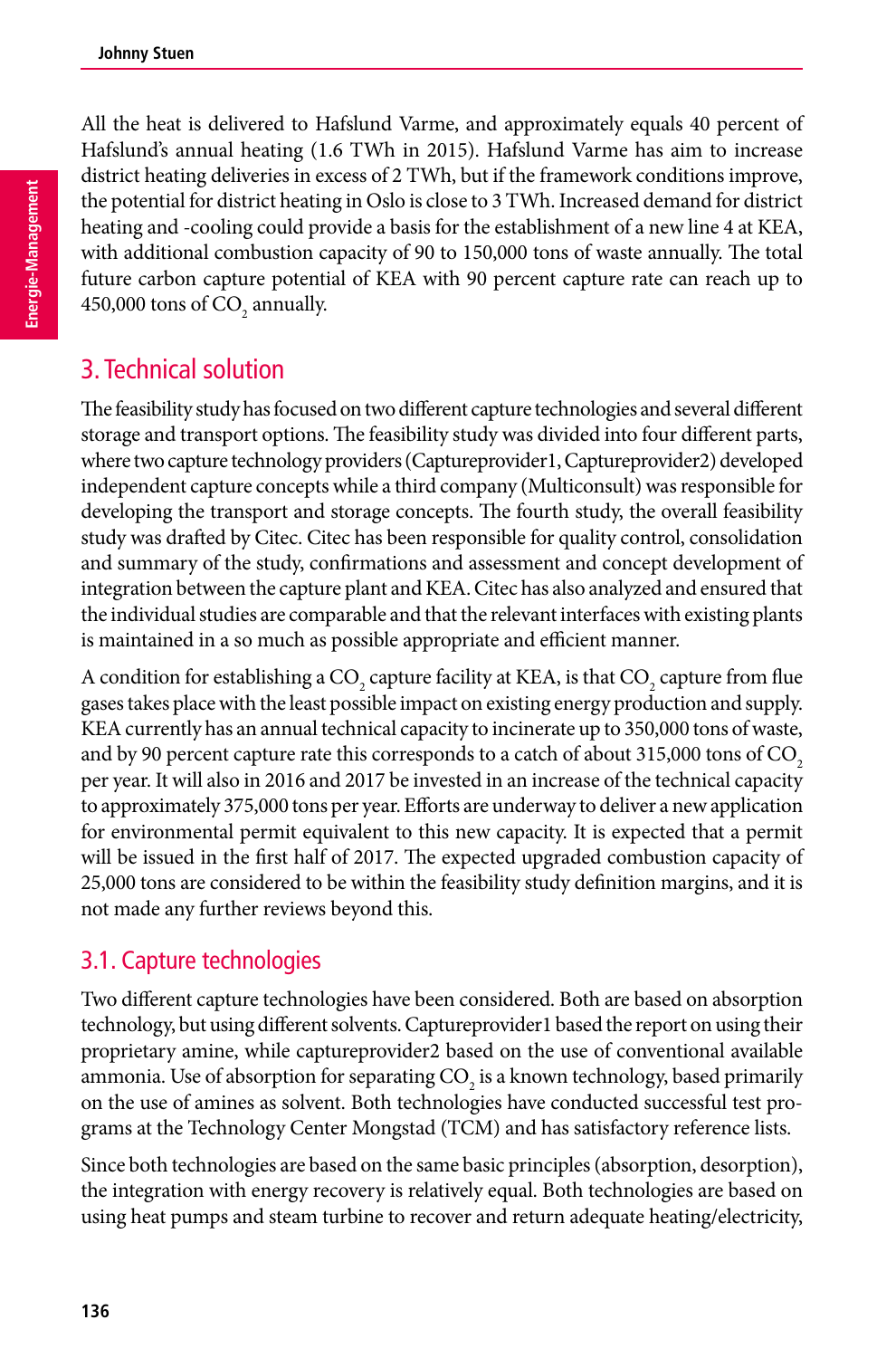All the heat is delivered to Hafslund Varme, and approximately equals 40 percent of Hafslund's annual heating (1.6 TWh in 2015). Hafslund Varme has aim to increase district heating deliveries in excess of 2 TWh, but if the framework conditions improve, the potential for district heating in Oslo is close to 3 TWh. Increased demand for district heating and -cooling could provide a basis for the establishment of a new line 4 at KEA, with additional combustion capacity of 90 to 150,000 tons of waste annually. The total future carbon capture potential of KEA with 90 percent capture rate can reach up to 450,000 tons of $CO_2$ annually.

## 3. Technical solution

The feasibility study has focused on two different capture technologies and several different storage and transport options. The feasibility study was divided into four different parts, where two capture technology providers (Captureprovider1, Captureprovider2) developed independent capture concepts while a third company (Multiconsult) was responsible for developing the transport and storage concepts. The fourth study, the overall feasibility study was drafted by Citec. Citec has been responsible for quality control, consolidation and summary of the study, confirmations and assessment and concept development of integration between the capture plant and KEA. Citec has also analyzed and ensured that the individual studies are comparable and that the relevant interfaces with existing plants is maintained in a so much as possible appropriate and efficient manner.

A condition for establishing a $CO_2$ capture facility at KEA, is that $CO_2$ capture from flue gases takes place with the least possible impact on existing energy production and supply. KEA currently has an annual technical capacity to incinerate up to 350,000 tons of waste, and by 90 percent capture rate this corresponds to a catch of about 315,000 tons of $CO_2$ per year. It will also in 2016 and 2017 be invested in an increase of the technical capacity to approximately 375,000 tons per year. Efforts are underway to deliver a new application for environmental permit equivalent to this new capacity. It is expected that a permit will be issued in the first half of 2017. The expected upgraded combustion capacity of 25,000 tons are considered to be within the feasibility study definition margins, and it is not made any further reviews beyond this.

### 3.1. Capture technologies

Two different capture technologies have been considered. Both are based on absorption technology, but using different solvents. Captureprovider1 based the report on using their proprietary amine, while captureprovider2 based on the use of conventional available ammonia. Use of absorption for separating $CO_2$ is a known technology, based primarily on the use of amines as solvent. Both technologies have conducted successful test programs at the Technology Center Mongstad (TCM) and has satisfactory reference lists.

Since both technologies are based on the same basic principles (absorption, desorption), the integration with energy recovery is relatively equal. Both technologies are based on using heat pumps and steam turbine to recover and return adequate heating/electricity,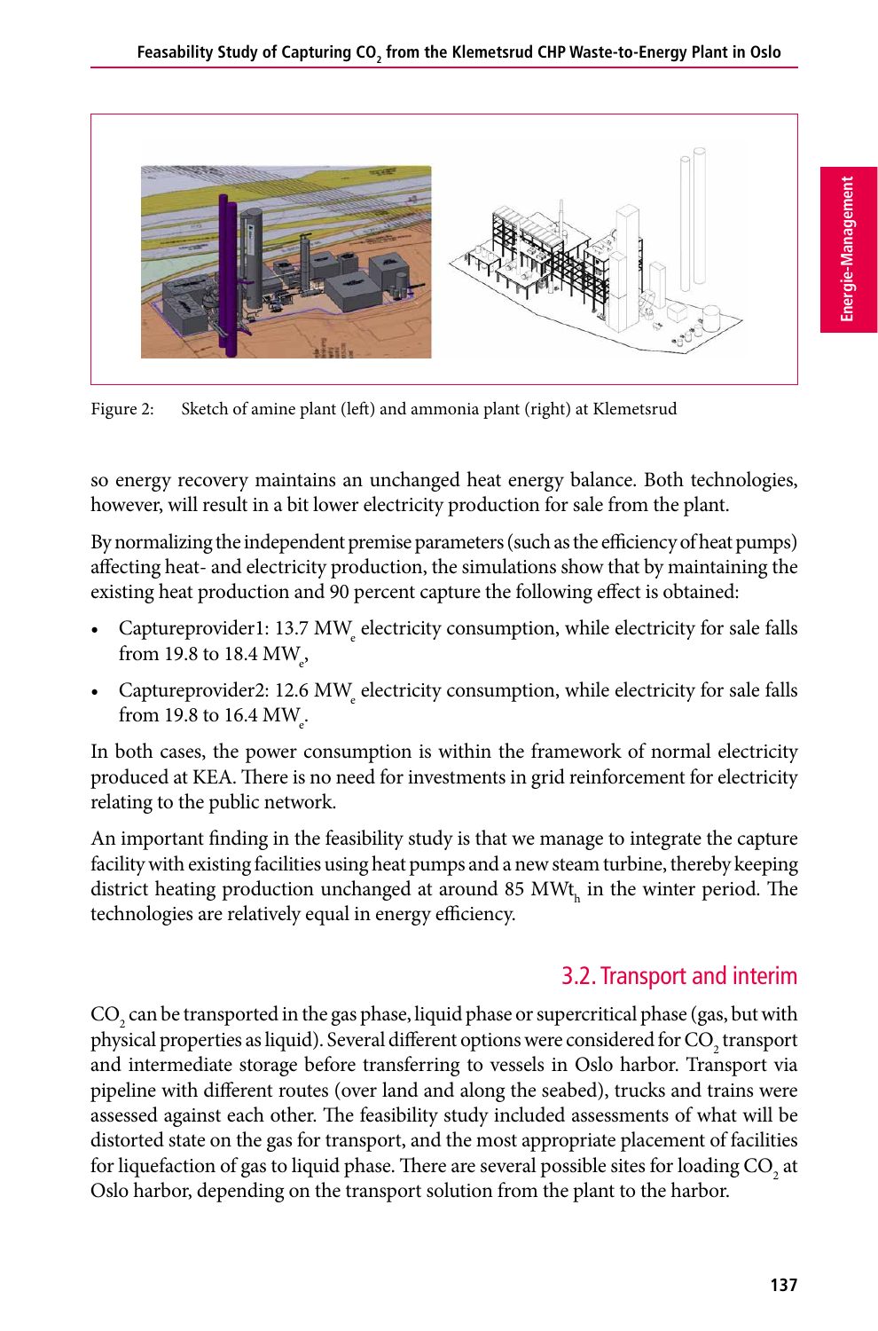Figure 2: Sketch of amine plant (left) and ammonia plant (right) at Klemetsrud

so energy recovery maintains an unchanged heat energy balance. Both technologies, however, will result in a bit lower electricity production for sale from the plant.

By normalizing the independent premise parameters (such as the efficiency of heat pumps) affecting heat- and electricity production, the simulations show that by maintaining the existing heat production and 90 percent capture the following effect is obtained:

- Captureprovider1: 13.7 $MW_e$ electricity consumption, while electricity for sale falls from 19.8 to 18.4 $MW_e$,
- Captureprovider2: 12.6 $MW_e$ electricity consumption, while electricity for sale falls from 19.8 to 16.4 $MW_e$.

In both cases, the power consumption is within the framework of normal electricity produced at KEA. There is no need for investments in grid reinforcement for electricity relating to the public network.

An important finding in the feasibility study is that we manage to integrate the capture facility with existing facilities using heat pumps and a new steam turbine, thereby keeping district heating production unchanged at around 85 $MWt_h$ in the winter period. The technologies are relatively equal in energy efficiency.

## 3.2. Transport and interim

$CO_2$ can be transported in the gas phase, liquid phase or supercritical phase (gas, but with physical properties as liquid). Several different options were considered for $CO_2$ transport and intermediate storage before transferring to vessels in Oslo harbor. Transport via pipeline with different routes (over land and along the seabed), trucks and trains were assessed against each other. The feasibility study included assessments of what will be distorted state on the gas for transport, and the most appropriate placement of facilities for liquefaction of gas to liquid phase. There are several possible sites for loading $CO_2$ at Oslo harbor, depending on the transport solution from the plant to the harbor.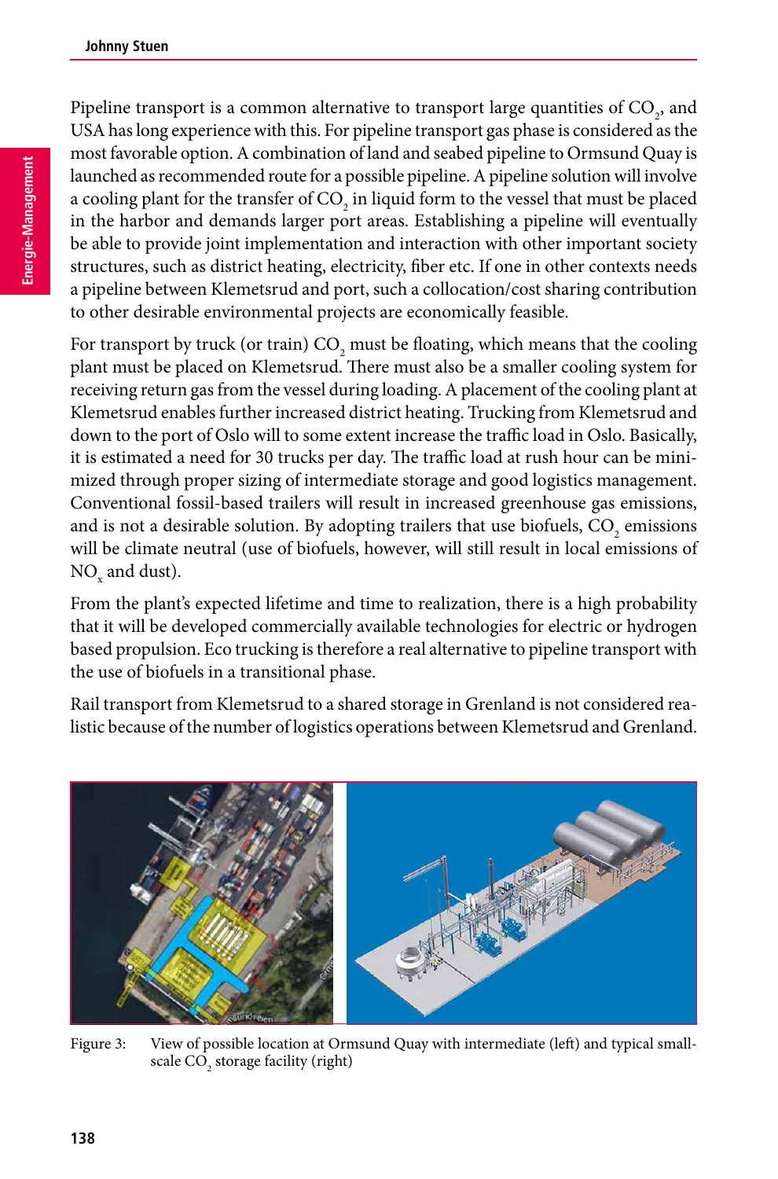Pipeline transport is a common alternative to transport large quantities of $CO_2$, and USA has long experience with this. For pipeline transport gas phase is considered as the most favorable option. A combination of land and seabed pipeline to Ormsund Quay is launched as recommended route for a possible pipeline. A pipeline solution will involve a cooling plant for the transfer of $CO_2$ in liquid form to the vessel that must be placed in the harbor and demands larger port areas. Establishing a pipeline will eventually be able to provide joint implementation and interaction with other important society structures, such as district heating, electricity, fiber etc. If one in other contexts needs a pipeline between Klemetsrud and port, such a collocation/cost sharing contribution to other desirable environmental projects are economically feasible.

For transport by truck (or train) $CO_2$ must be floating, which means that the cooling plant must be placed on Klemetsrud. There must also be a smaller cooling system for receiving return gas from the vessel during loading. A placement of the cooling plant at Klemetsrud enables further increased district heating. Trucking from Klemetsrud and down to the port of Oslo will to some extent increase the traffic load in Oslo. Basically, it is estimated a need for 30 trucks per day. The traffic load at rush hour can be minimized through proper sizing of intermediate storage and good logistics management. Conventional fossil-based trailers will result in increased greenhouse gas emissions, and is not a desirable solution. By adopting trailers that use biofuels, $CO_2$ emissions will be climate neutral (use of biofuels, however, will still result in local emissions of $NO_x$ and dust).

From the plant's expected lifetime and time to realization, there is a high probability that it will be developed commercially available technologies for electric or hydrogen based propulsion. Eco trucking is therefore a real alternative to pipeline transport with the use of biofuels in a transitional phase.

Rail transport from Klemetsrud to a shared storage in Grenland is not considered realistic because of the number of logistics operations between Klemetsrud and Grenland.

Figure 3: View of possible location at Ormsund Quay with intermediate (left) and typical small-scale $CO_2$ storage facility (right)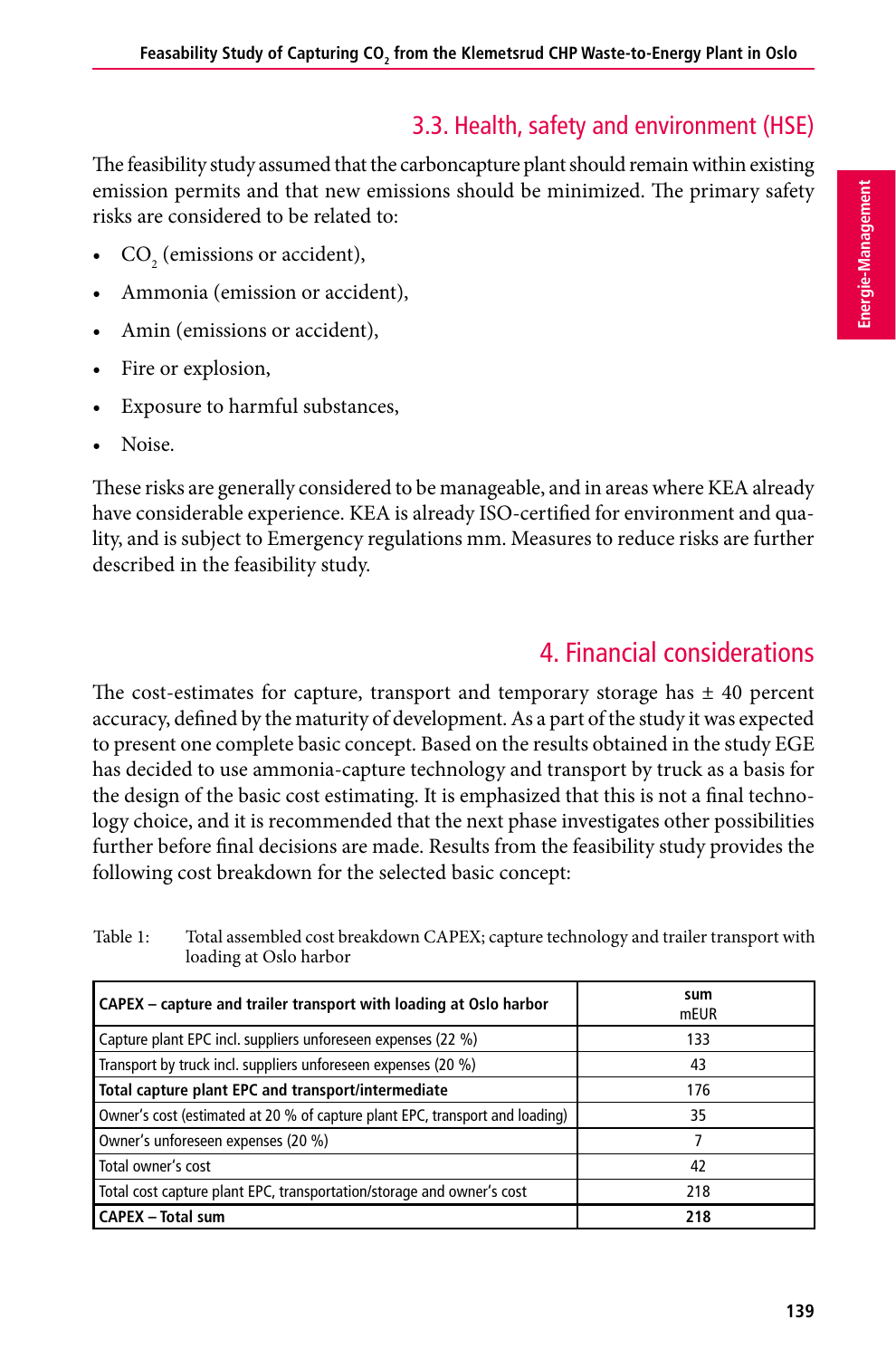## 3.3. Health, safety and environment (HSE)

The feasibility study assumed that the carboncapture plant should remain within existing emission permits and that new emissions should be minimized. The primary safety risks are considered to be related to:

- $CO_2$ (emissions or accident),
- Ammonia (emission or accident),
- Amin (emissions or accident),
- Fire or explosion,
- Exposure to harmful substances,
- Noise.

These risks are generally considered to be manageable, and in areas where KEA already have considerable experience. KEA is already ISO-certified for environment and quality, and is subject to Emergency regulations mm. Measures to reduce risks are further described in the feasibility study.

# 4. Financial considerations

The cost-estimates for capture, transport and temporary storage has ± 40 percent accuracy, defined by the maturity of development. As a part of the study it was expected to present one complete basic concept. Based on the results obtained in the study EGE has decided to use ammonia-capture technology and transport by truck as a basis for the design of the basic cost estimating. It is emphasized that this is not a final technology choice, and it is recommended that the next phase investigates other possibilities further before final decisions are made. Results from the feasibility study provides the following cost breakdown for the selected basic concept:

Table 1: Total assembled cost breakdown CAPEX; capture technology and trailer transport with loading at Oslo harbor

| **CAPEX – capture and trailer transport with loading at Oslo harbor** | **sum** mEUR |
|---|---|
| Capture plant EPC incl. suppliers unforeseen expenses (22 %) | 133 |
| Transport by truck incl. suppliers unforeseen expenses (20 %) | 43 |
| **Total capture plant EPC and transport/intermediate** | 176 |
| Owner's cost (estimated at 20 % of capture plant EPC, transport and loading) | 35 |
| Owner's unforeseen expenses (20 %) | 7 |
| Total owner's cost | 42 |
| Total cost capture plant EPC, transportation/storage and owner's cost | 218 |
| **CAPEX – Total sum** | **218** |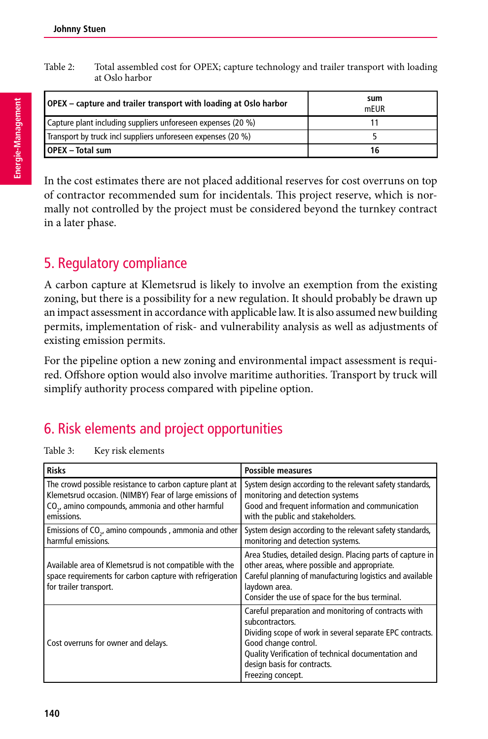Table 2: Total assembled cost for OPEX; capture technology and trailer transport with loading at Oslo harbor

| **OPEX – capture and trailer transport with loading at Oslo harbor** | **sum mEUR** |
|---|---|
| Capture plant including suppliers unforeseen expenses (20 %) | 11 |
| Transport by truck incl suppliers unforeseen expenses (20 %) | 5 |
| **OPEX – Total sum** | **16** |

In the cost estimates there are not placed additional reserves for cost overruns on top of contractor recommended sum for incidentals. This project reserve, which is normally not controlled by the project must be considered beyond the turnkey contract in a later phase.

## 5. Regulatory compliance

A carbon capture at Klemetsrud is likely to involve an exemption from the existing zoning, but there is a possibility for a new regulation. It should probably be drawn up an impact assessment in accordance with applicable law. It is also assumed new building permits, implementation of risk- and vulnerability analysis as well as adjustments of existing emission permits.

For the pipeline option a new zoning and environmental impact assessment is required. Offshore option would also involve maritime authorities. Transport by truck will simplify authority process compared with pipeline option.

## 6. Risk elements and project opportunities

Table 3: Key risk elements

| **Risks** | **Possible measures** |
|---|---|
| The crowd possible resistance to carbon capture plant at Klemetsrud occasion. (NIMBY) Fear of large emissions of $CO_2$, amino compounds, ammonia and other harmful emissions. | System design according to the relevant safety standards, monitoring and detection systems<br>Good and frequent information and communication with the public and stakeholders. |
| Emissions of $CO_2$, amino compounds , ammonia and other harmful emissions. | System design according to the relevant safety standards, monitoring and detection systems. |
| Available area of Klemetsrud is not compatible with the space requirements for carbon capture with refrigeration for trailer transport. | Area Studies, detailed design. Placing parts of capture in other areas, where possible and appropriate.<br>Careful planning of manufacturing logistics and available laydown area.<br>Consider the use of space for the bus terminal. |
| Cost overruns for owner and delays. | Careful preparation and monitoring of contracts with subcontractors.<br>Dividing scope of work in several separate EPC contracts.<br>Good change control.<br>Quality Verification of technical documentation and design basis for contracts.<br>Freezing concept. |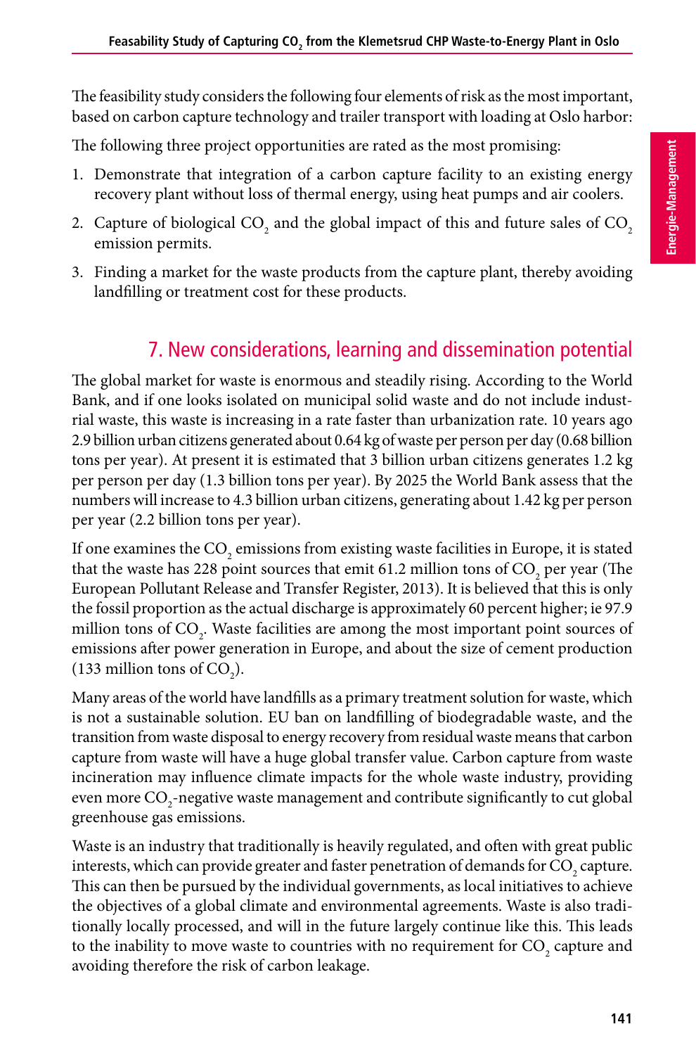The feasibility study considers the following four elements of risk as the most important, based on carbon capture technology and trailer transport with loading at Oslo harbor:

The following three project opportunities are rated as the most promising:

1. Demonstrate that integration of a carbon capture facility to an existing energy recovery plant without loss of thermal energy, using heat pumps and air coolers.
2. Capture of biological $CO_2$ and the global impact of this and future sales of $CO_2$ emission permits.
3. Finding a market for the waste products from the capture plant, thereby avoiding landfilling or treatment cost for these products.

## 7. New considerations, learning and dissemination potential

The global market for waste is enormous and steadily rising. According to the World Bank, and if one looks isolated on municipal solid waste and do not include industrial waste, this waste is increasing in a rate faster than urbanization rate. 10 years ago 2.9 billion urban citizens generated about 0.64 kg of waste per person per day (0.68 billion tons per year). At present it is estimated that 3 billion urban citizens generates 1.2 kg per person per day (1.3 billion tons per year). By 2025 the World Bank assess that the numbers will increase to 4.3 billion urban citizens, generating about 1.42 kg per person per year (2.2 billion tons per year).

If one examines the $CO_2$ emissions from existing waste facilities in Europe, it is stated that the waste has 228 point sources that emit 61.2 million tons of $CO_2$ per year (The European Pollutant Release and Transfer Register, 2013). It is believed that this is only the fossil proportion as the actual discharge is approximately 60 percent higher; ie 97.9 million tons of $CO_2$. Waste facilities are among the most important point sources of emissions after power generation in Europe, and about the size of cement production (133 million tons of $CO_2$).

Many areas of the world have landfills as a primary treatment solution for waste, which is not a sustainable solution. EU ban on landfilling of biodegradable waste, and the transition from waste disposal to energy recovery from residual waste means that carbon capture from waste will have a huge global transfer value. Carbon capture from waste incineration may influence climate impacts for the whole waste industry, providing even more $CO_2$-negative waste management and contribute significantly to cut global greenhouse gas emissions.

Waste is an industry that traditionally is heavily regulated, and often with great public interests, which can provide greater and faster penetration of demands for $CO_2$ capture. This can then be pursued by the individual governments, as local initiatives to achieve the objectives of a global climate and environmental agreements. Waste is also traditionally locally processed, and will in the future largely continue like this. This leads to the inability to move waste to countries with no requirement for $CO_2$ capture and avoiding therefore the risk of carbon leakage.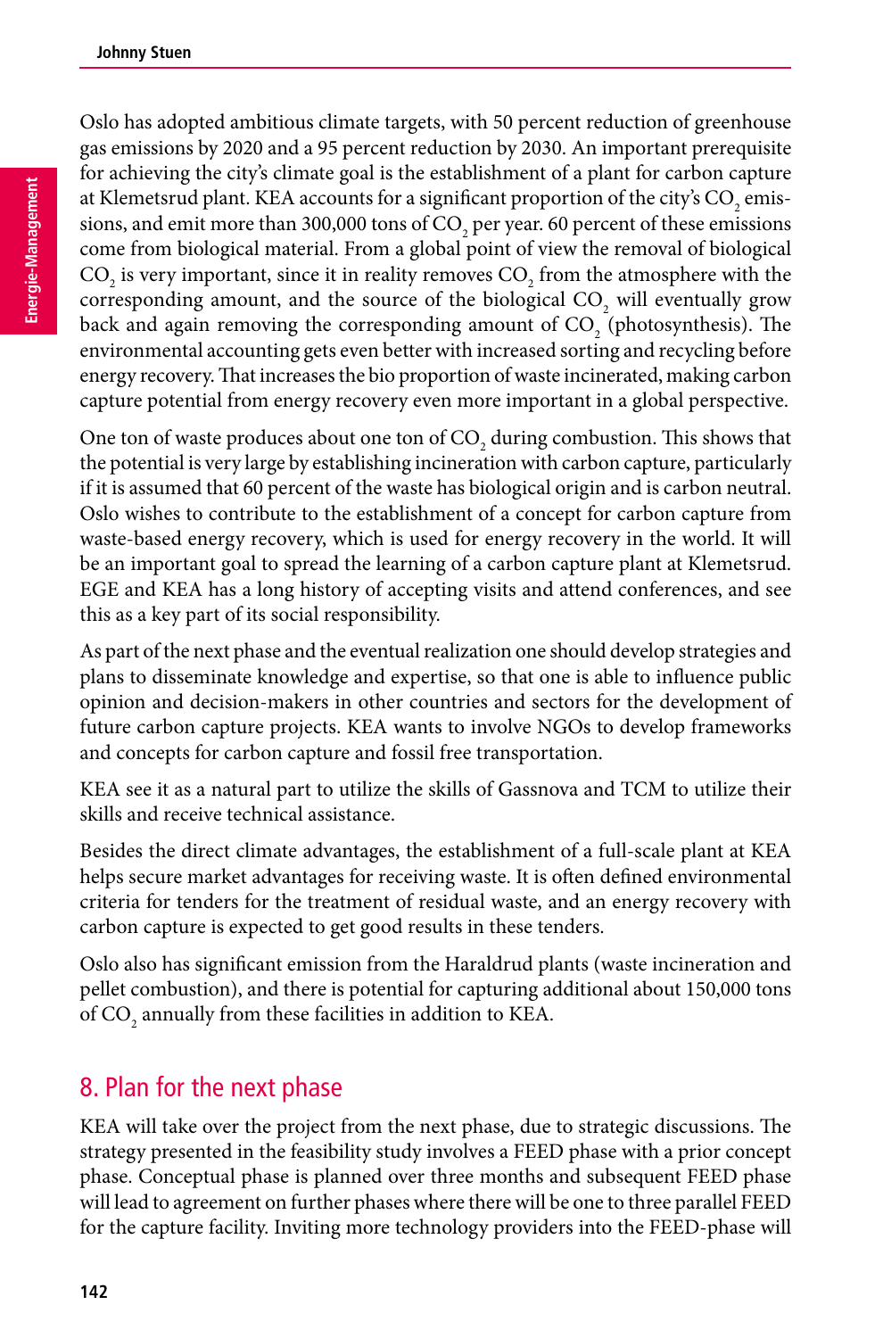Oslo has adopted ambitious climate targets, with 50 percent reduction of greenhouse gas emissions by 2020 and a 95 percent reduction by 2030. An important prerequisite for achieving the city's climate goal is the establishment of a plant for carbon capture at Klemetsrud plant. KEA accounts for a significant proportion of the city's $CO_2$ emissions, and emit more than 300,000 tons of $CO_2$ per year. 60 percent of these emissions come from biological material. From a global point of view the removal of biological $CO_2$ is very important, since it in reality removes $CO_2$ from the atmosphere with the corresponding amount, and the source of the biological $CO_2$ will eventually grow back and again removing the corresponding amount of $CO_2$ (photosynthesis). The environmental accounting gets even better with increased sorting and recycling before energy recovery. That increases the bio proportion of waste incinerated, making carbon capture potential from energy recovery even more important in a global perspective.

One ton of waste produces about one ton of $CO_2$ during combustion. This shows that the potential is very large by establishing incineration with carbon capture, particularly if it is assumed that 60 percent of the waste has biological origin and is carbon neutral. Oslo wishes to contribute to the establishment of a concept for carbon capture from waste-based energy recovery, which is used for energy recovery in the world. It will be an important goal to spread the learning of a carbon capture plant at Klemetsrud. EGE and KEA has a long history of accepting visits and attend conferences, and see this as a key part of its social responsibility.

As part of the next phase and the eventual realization one should develop strategies and plans to disseminate knowledge and expertise, so that one is able to influence public opinion and decision-makers in other countries and sectors for the development of future carbon capture projects. KEA wants to involve NGOs to develop frameworks and concepts for carbon capture and fossil free transportation.

KEA see it as a natural part to utilize the skills of Gassnova and TCM to utilize their skills and receive technical assistance.

Besides the direct climate advantages, the establishment of a full-scale plant at KEA helps secure market advantages for receiving waste. It is often defined environmental criteria for tenders for the treatment of residual waste, and an energy recovery with carbon capture is expected to get good results in these tenders.

Oslo also has significant emission from the Haraldrud plants (waste incineration and pellet combustion), and there is potential for capturing additional about 150,000 tons of $CO_2$ annually from these facilities in addition to KEA.

## 8. Plan for the next phase

KEA will take over the project from the next phase, due to strategic discussions. The strategy presented in the feasibility study involves a FEED phase with a prior concept phase. Conceptual phase is planned over three months and subsequent FEED phase will lead to agreement on further phases where there will be one to three parallel FEED for the capture facility. Inviting more technology providers into the FEED-phase will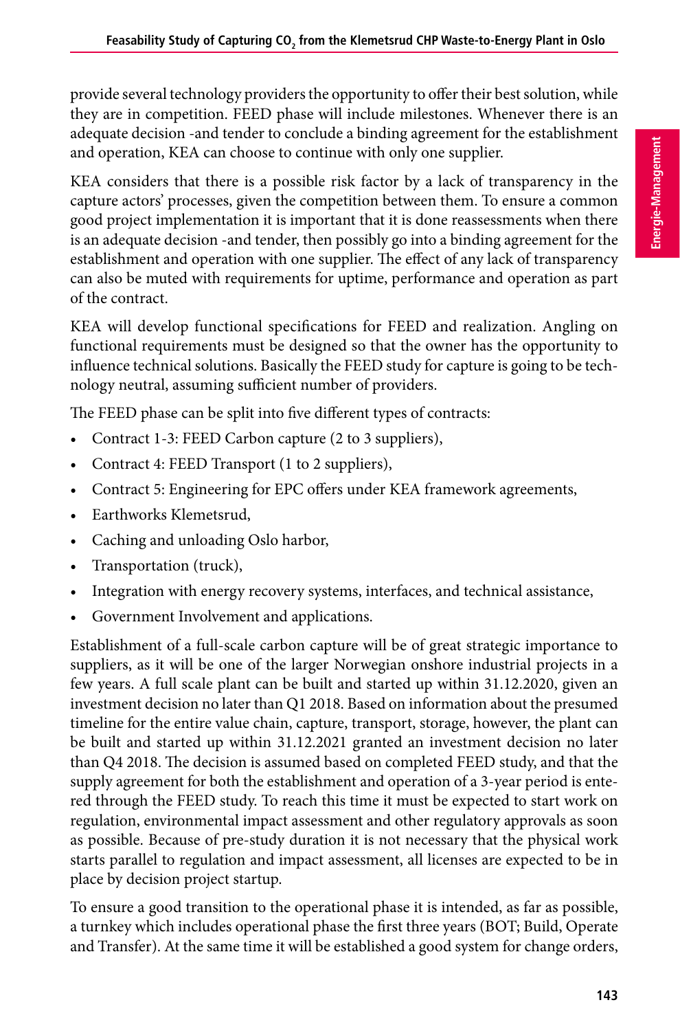provide several technology providers the opportunity to offer their best solution, while they are in competition. FEED phase will include milestones. Whenever there is an adequate decision -and tender to conclude a binding agreement for the establishment and operation, KEA can choose to continue with only one supplier.

KEA considers that there is a possible risk factor by a lack of transparency in the capture actors' processes, given the competition between them. To ensure a common good project implementation it is important that it is done reassessments when there is an adequate decision -and tender, then possibly go into a binding agreement for the establishment and operation with one supplier. The effect of any lack of transparency can also be muted with requirements for uptime, performance and operation as part of the contract.

KEA will develop functional specifications for FEED and realization. Angling on functional requirements must be designed so that the owner has the opportunity to influence technical solutions. Basically the FEED study for capture is going to be technology neutral, assuming sufficient number of providers.

The FEED phase can be split into five different types of contracts:

- Contract 1-3: FEED Carbon capture (2 to 3 suppliers),
- Contract 4: FEED Transport (1 to 2 suppliers),
- Contract 5: Engineering for EPC offers under KEA framework agreements,
- Earthworks Klemetsrud,
- Caching and unloading Oslo harbor,
- Transportation (truck),
- Integration with energy recovery systems, interfaces, and technical assistance,
- Government Involvement and applications.

Establishment of a full-scale carbon capture will be of great strategic importance to suppliers, as it will be one of the larger Norwegian onshore industrial projects in a few years. A full scale plant can be built and started up within 31.12.2020, given an investment decision no later than Q1 2018. Based on information about the presumed timeline for the entire value chain, capture, transport, storage, however, the plant can be built and started up within 31.12.2021 granted an investment decision no later than Q4 2018. The decision is assumed based on completed FEED study, and that the supply agreement for both the establishment and operation of a 3-year period is entered through the FEED study. To reach this time it must be expected to start work on regulation, environmental impact assessment and other regulatory approvals as soon as possible. Because of pre-study duration it is not necessary that the physical work starts parallel to regulation and impact assessment, all licenses are expected to be in place by decision project startup.

To ensure a good transition to the operational phase it is intended, as far as possible, a turnkey which includes operational phase the first three years (BOT; Build, Operate and Transfer). At the same time it will be established a good system for change orders,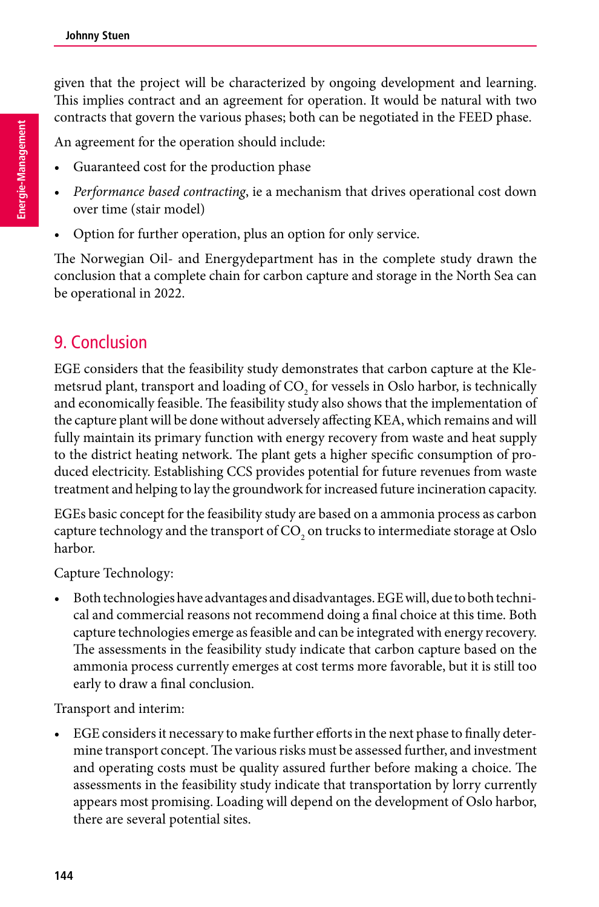given that the project will be characterized by ongoing development and learning. This implies contract and an agreement for operation. It would be natural with two contracts that govern the various phases; both can be negotiated in the FEED phase.

An agreement for the operation should include:

- Guaranteed cost for the production phase
- *Performance based contracting*, ie a mechanism that drives operational cost down over time (stair model)
- Option for further operation, plus an option for only service.

The Norwegian Oil- and Energydepartment has in the complete study drawn the conclusion that a complete chain for carbon capture and storage in the North Sea can be operational in 2022.

## 9. Conclusion

EGE considers that the feasibility study demonstrates that carbon capture at the Klemetsrud plant, transport and loading of $CO_2$ for vessels in Oslo harbor, is technically and economically feasible. The feasibility study also shows that the implementation of the capture plant will be done without adversely affecting KEA, which remains and will fully maintain its primary function with energy recovery from waste and heat supply to the district heating network. The plant gets a higher specific consumption of produced electricity. Establishing CCS provides potential for future revenues from waste treatment and helping to lay the groundwork for increased future incineration capacity.

EGEs basic concept for the feasibility study are based on a ammonia process as carbon capture technology and the transport of $CO_2$ on trucks to intermediate storage at Oslo harbor.

Capture Technology:

- Both technologies have advantages and disadvantages. EGE will, due to both technical and commercial reasons not recommend doing a final choice at this time. Both capture technologies emerge as feasible and can be integrated with energy recovery. The assessments in the feasibility study indicate that carbon capture based on the ammonia process currently emerges at cost terms more favorable, but it is still too early to draw a final conclusion.

Transport and interim:

- EGE considers it necessary to make further efforts in the next phase to finally determine transport concept. The various risks must be assessed further, and investment and operating costs must be quality assured further before making a choice. The assessments in the feasibility study indicate that transportation by lorry currently appears most promising. Loading will depend on the development of Oslo harbor, there are several potential sites.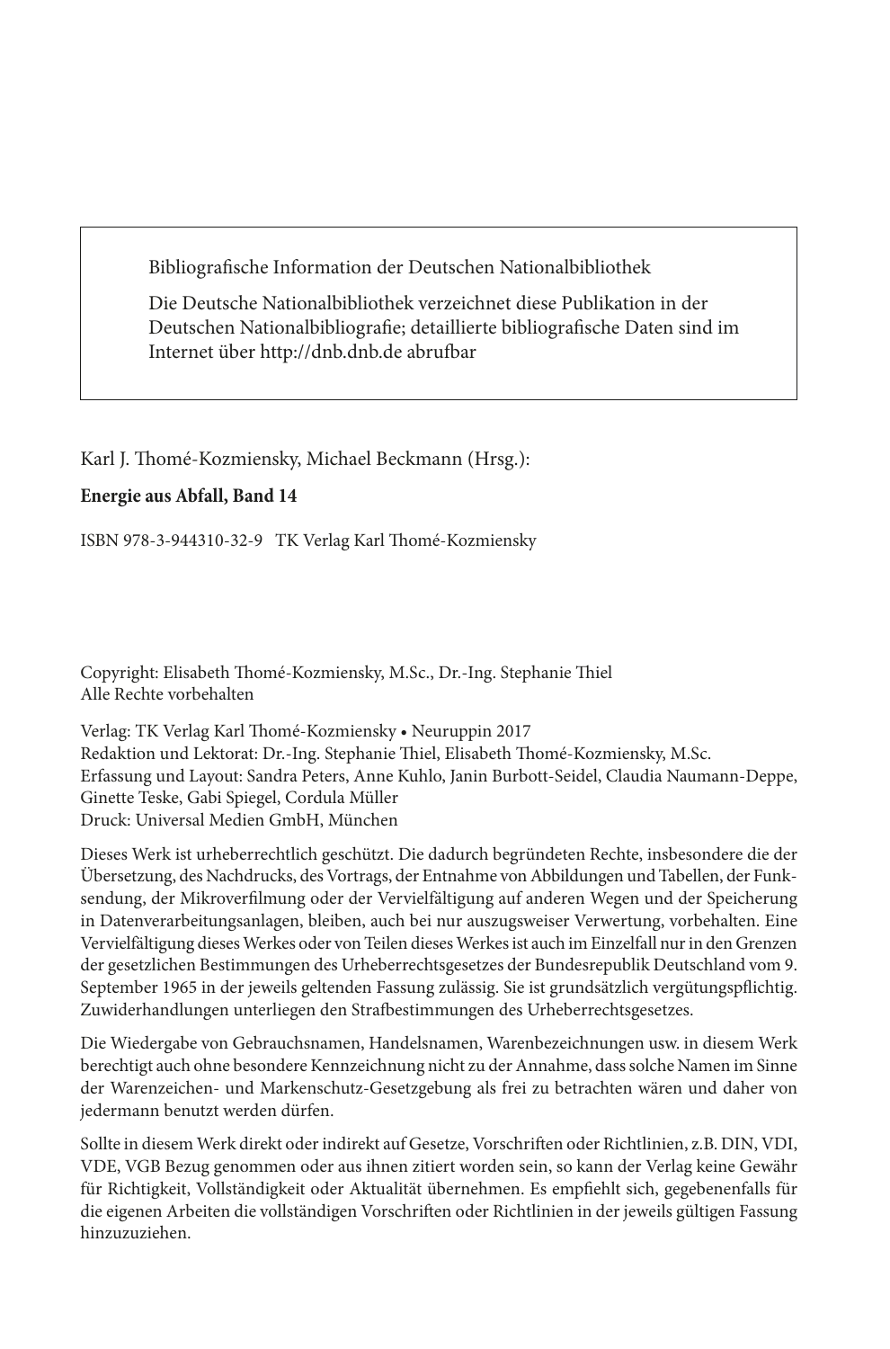Bibliografische Information der Deutschen Nationalbibliothek

Die Deutsche Nationalbibliothek verzeichnet diese Publikation in der Deutschen Nationalbibliografie; detaillierte bibliografische Daten sind im Internet über http://dnb.dnb.de abrufbar

Karl J. Thomé-Kozmiensky, Michael Beckmann (Hrsg.):

**Energie aus Abfall, Band 14**

ISBN 978-3-944310-32-9 TK Verlag Karl Thomé-Kozmiensky

Copyright: Elisabeth Thomé-Kozmiensky, M.Sc., Dr.-Ing. Stephanie Thiel
Alle Rechte vorbehalten

Verlag: TK Verlag Karl Thomé-Kozmiensky • Neuruppin 2017
Redaktion und Lektorat: Dr.-Ing. Stephanie Thiel, Elisabeth Thomé-Kozmiensky, M.Sc.
Erfassung und Layout: Sandra Peters, Anne Kuhlo, Janin Burbott-Seidel, Claudia Naumann-Deppe, Ginette Teske, Gabi Spiegel, Cordula Müller
Druck: Universal Medien GmbH, München

Dieses Werk ist urheberrechtlich geschützt. Die dadurch begründeten Rechte, insbesondere die der Übersetzung, des Nachdrucks, des Vortrags, der Entnahme von Abbildungen und Tabellen, der Funksendung, der Mikroverfilmung oder der Vervielfältigung auf anderen Wegen und der Speicherung in Datenverarbeitungsanlagen, bleiben, auch bei nur auszugsweiser Verwertung, vorbehalten. Eine Vervielfältigung dieses Werkes oder von Teilen dieses Werkes ist auch im Einzelfall nur in den Grenzen der gesetzlichen Bestimmungen des Urheberrechtsgesetzes der Bundesrepublik Deutschland vom 9. September 1965 in der jeweils geltenden Fassung zulässig. Sie ist grundsätzlich vergütungspflichtig. Zuwiderhandlungen unterliegen den Strafbestimmungen des Urheberrechtsgesetzes.

Die Wiedergabe von Gebrauchsnamen, Handelsnamen, Warenbezeichnungen usw. in diesem Werk berechtigt auch ohne besondere Kennzeichnung nicht zu der Annahme, dass solche Namen im Sinne der Warenzeichen- und Markenschutz-Gesetzgebung als frei zu betrachten wären und daher von jedermann benutzt werden dürfen.

Sollte in diesem Werk direkt oder indirekt auf Gesetze, Vorschriften oder Richtlinien, z.B. DIN, VDI, VDE, VGB Bezug genommen oder aus ihnen zitiert worden sein, so kann der Verlag keine Gewähr für Richtigkeit, Vollständigkeit oder Aktualität übernehmen. Es empfiehlt sich, gegebenenfalls für die eigenen Arbeiten die vollständigen Vorschriften oder Richtlinien in der jeweils gültigen Fassung hinzuzuziehen.